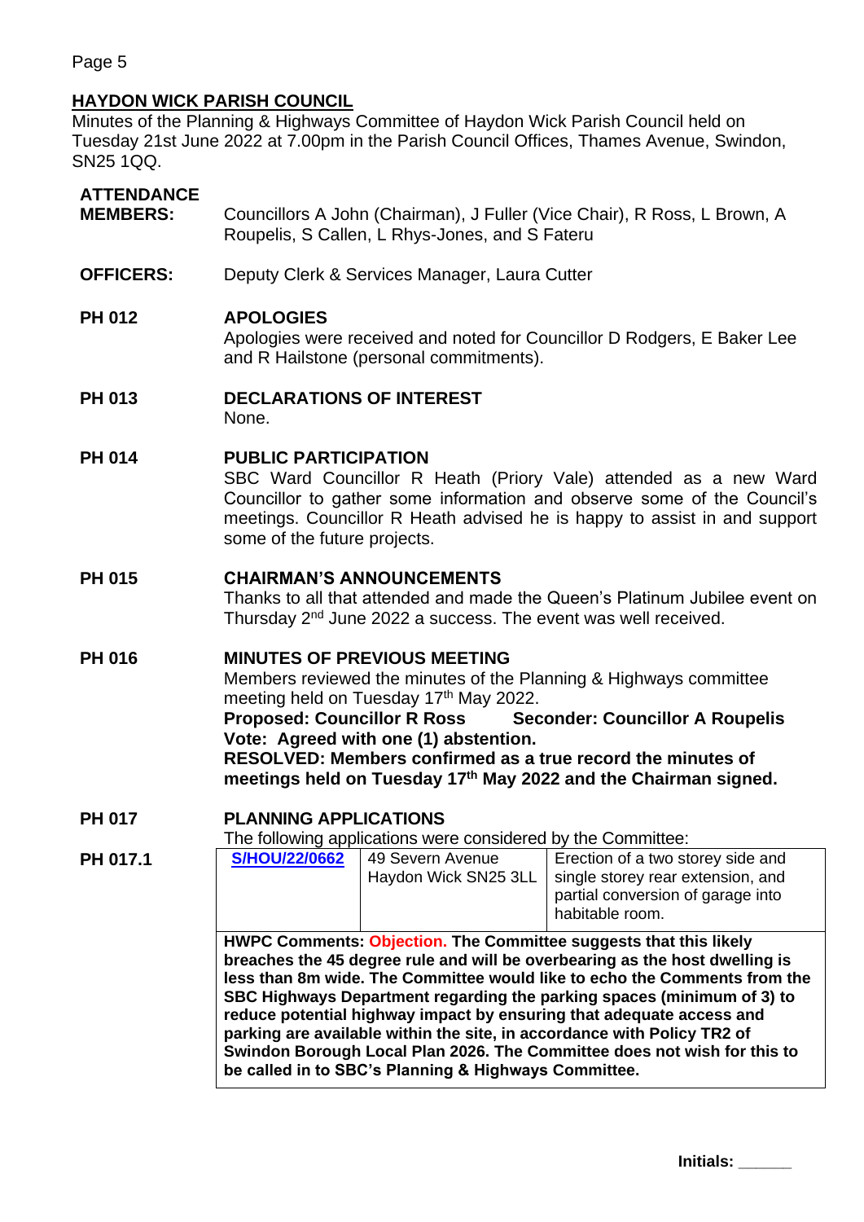## HAYDON WICK PARISH COUNCIL

Minutes of the Planning & Highways Committee of Haydon Wick Parish Council held on Tuesday 21st June 2022 at 7.00pm in the Parish Council Offices, Thames Avenue, Swindon, SN25 1QQ.

**ATTENDANCE**

**MEMBERS:** Councillors A John (Chairman), J Fuller (Vice Chair), R Ross, L Brown, A Roupelis, S Callen, L Rhys-Jones, and S Fateru

**OFFICERS:** Deputy Clerk & Services Manager, Laura Cutter

**PH 012 APOLOGIES**

Apologies were received and noted for Councillor D Rodgers, E Baker Lee and R Hailstone (personal commitments).

**PH 013 DECLARATIONS OF INTEREST**

None.

**PH 014 PUBLIC PARTICIPATION**

SBC Ward Councillor R Heath (Priory Vale) attended as a new Ward Councillor to gather some information and observe some of the Council's meetings. Councillor R Heath advised he is happy to assist in and support some of the future projects.

**PH 015 CHAIRMAN'S ANNOUNCEMENTS**

Thanks to all that attended and made the Queen's Platinum Jubilee event on Thursday 2nd June 2022 a success. The event was well received.

**PH 016 MINUTES OF PREVIOUS MEETING**

Members reviewed the minutes of the Planning & Highways committee meeting held on Tuesday 17th May 2022.

**Proposed: Councillor R Ross Seconder: Councillor A Roupelis**

**Vote: Agreed with one (1) abstention.**

**RESOLVED: Members confirmed as a true record the minutes of meetings held on Tuesday 17th May 2022 and the Chairman signed.**

**PH 017 PLANNING APPLICATIONS**

The following applications were considered by the Committee:

**PH 017.1**

| **S/HOU/22/0662** | 49 Severn Avenue Haydon Wick SN25 3LL | Erection of a two storey side and single storey rear extension, and partial conversion of garage into habitable room. |
|---|---|---|
| **HWPC Comments: Objection. The Committee suggests that this likely breaches the 45 degree rule and will be overbearing as the host dwelling is less than 8m wide. The Committee would like to echo the Comments from the SBC Highways Department regarding the parking spaces (minimum of 3) to reduce potential highway impact by ensuring that adequate access and parking are available within the site, in accordance with Policy TR2 of Swindon Borough Local Plan 2026. The Committee does not wish for this to be called in to SBC's Planning & Highways Committee.** | | |

**Initials: ______**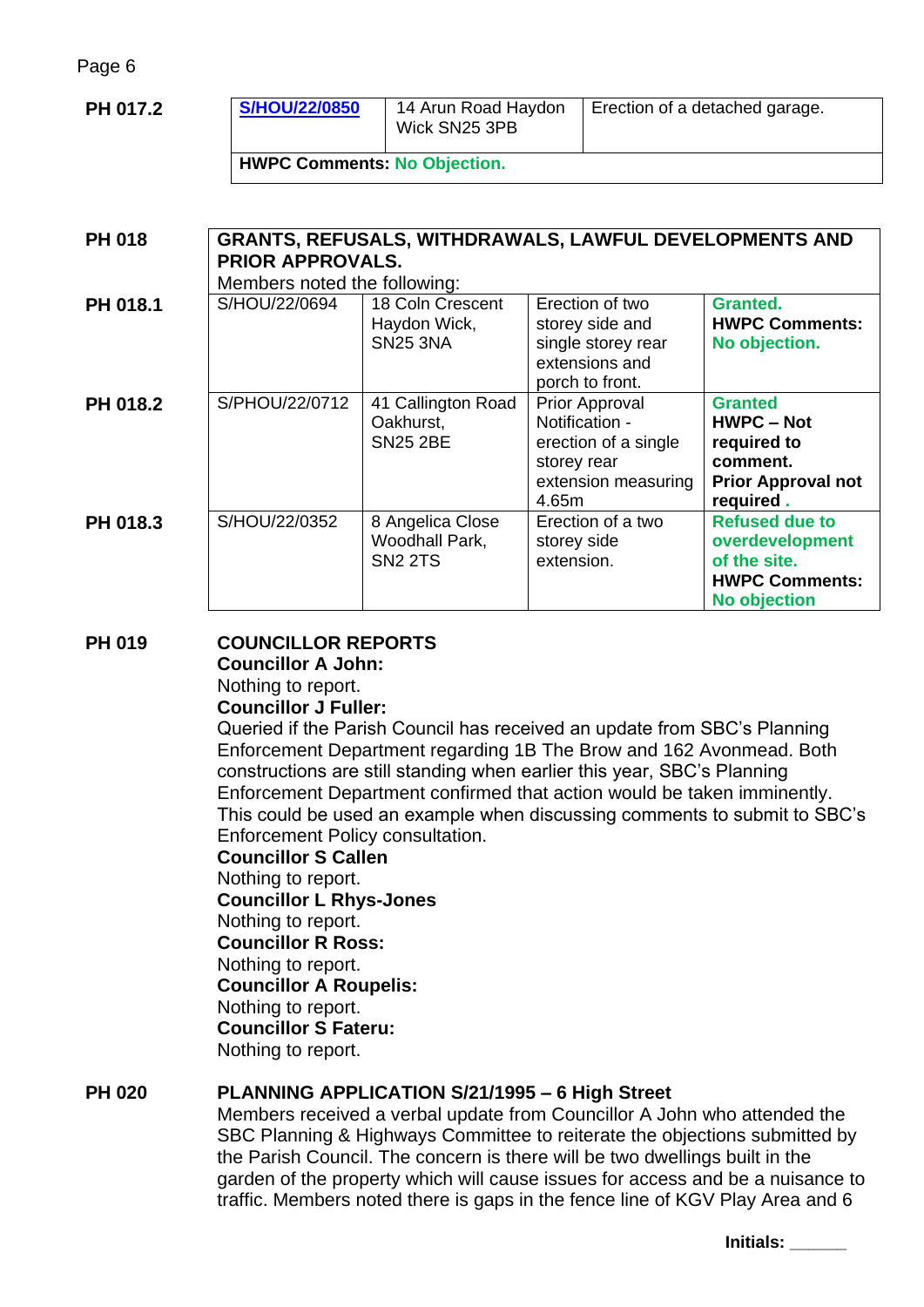**PH 017.2**

| [S/HOU/22/0850](#) | 14 Arun Road Haydon Wick SN25 3PB | Erection of a detached garage. |
|---|---|---|
| **HWPC Comments: No Objection.** | | |

**PH 018**

| GRANTS, REFUSALS, WITHDRAWALS, LAWFUL DEVELOPMENTS AND PRIOR APPROVALS. Members noted the following: | | | | |
|---|---|---|---|---|
| **PH 018.1** | S/HOU/22/0694 | 18 Coln Crescent Haydon Wick, SN25 3NA | Erection of two storey side and single storey rear extensions and porch to front. | **Granted. HWPC Comments: No objection.** |
| **PH 018.2** | S/PHOU/22/0712 | 41 Callington Road Oakhurst, SN25 2BE | Prior Approval Notification - erection of a single storey rear extension measuring 4.65m | **Granted HWPC – Not required to comment. Prior Approval not required .** |
| **PH 018.3** | S/HOU/22/0352 | 8 Angelica Close Woodhall Park, SN2 2TS | Erection of a two storey side extension. | **Refused due to overdevelopment of the site. HWPC Comments: No objection** |

**PH 019** **COUNCILLOR REPORTS**

**Councillor A John:**
Nothing to report.

**Councillor J Fuller:**
Queried if the Parish Council has received an update from SBC's Planning Enforcement Department regarding 1B The Brow and 162 Avonmead. Both constructions are still standing when earlier this year, SBC's Planning Enforcement Department confirmed that action would be taken imminently. This could be used an example when discussing comments to submit to SBC's Enforcement Policy consultation.

**Councillor S Callen**
Nothing to report.

**Councillor L Rhys-Jones**
Nothing to report.

**Councillor R Ross:**
Nothing to report.

**Councillor A Roupelis:**
Nothing to report.

**Councillor S Fateru:**
Nothing to report.

**PH 020** **PLANNING APPLICATION S/21/1995 – 6 High Street**

Members received a verbal update from Councillor A John who attended the SBC Planning & Highways Committee to reiterate the objections submitted by the Parish Council. The concern is there will be two dwellings built in the garden of the property which will cause issues for access and be a nuisance to traffic. Members noted there is gaps in the fence line of KGV Play Area and 6

**Initials: ______**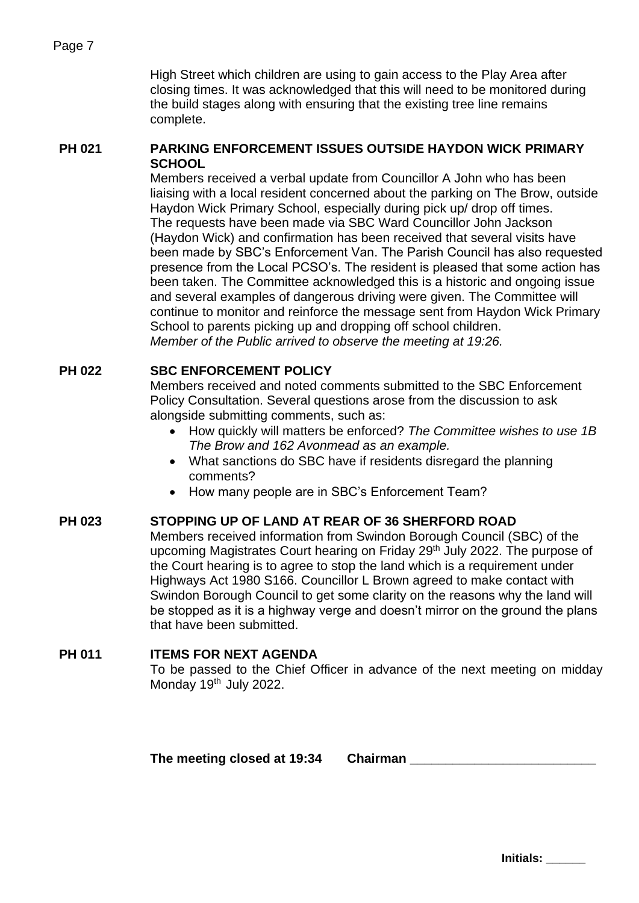High Street which children are using to gain access to the Play Area after closing times. It was acknowledged that this will need to be monitored during the build stages along with ensuring that the existing tree line remains complete.

**PH 021 PARKING ENFORCEMENT ISSUES OUTSIDE HAYDON WICK PRIMARY SCHOOL**

Members received a verbal update from Councillor A John who has been liaising with a local resident concerned about the parking on The Brow, outside Haydon Wick Primary School, especially during pick up/ drop off times. The requests have been made via SBC Ward Councillor John Jackson (Haydon Wick) and confirmation has been received that several visits have been made by SBC's Enforcement Van. The Parish Council has also requested presence from the Local PCSO's. The resident is pleased that some action has been taken. The Committee acknowledged this is a historic and ongoing issue and several examples of dangerous driving were given. The Committee will continue to monitor and reinforce the message sent from Haydon Wick Primary School to parents picking up and dropping off school children.
*Member of the Public arrived to observe the meeting at 19:26.*

**PH 022 SBC ENFORCEMENT POLICY**

Members received and noted comments submitted to the SBC Enforcement Policy Consultation. Several questions arose from the discussion to ask alongside submitting comments, such as:

- How quickly will matters be enforced? *The Committee wishes to use 1B The Brow and 162 Avonmead as an example.*
- What sanctions do SBC have if residents disregard the planning comments?
- How many people are in SBC's Enforcement Team?

**PH 023 STOPPING UP OF LAND AT REAR OF 36 SHERFORD ROAD**

Members received information from Swindon Borough Council (SBC) of the upcoming Magistrates Court hearing on Friday 29th July 2022. The purpose of the Court hearing is to agree to stop the land which is a requirement under Highways Act 1980 S166. Councillor L Brown agreed to make contact with Swindon Borough Council to get some clarity on the reasons why the land will be stopped as it is a highway verge and doesn't mirror on the ground the plans that have been submitted.

**PH 011 ITEMS FOR NEXT AGENDA**

To be passed to the Chief Officer in advance of the next meeting on midday Monday 19th July 2022.

**The meeting closed at 19:34 Chairman \_\_\_\_\_\_\_\_\_\_\_\_\_\_\_\_\_\_\_\_\_\_\_\_\_**

**Initials: \_\_\_\_\_\_**